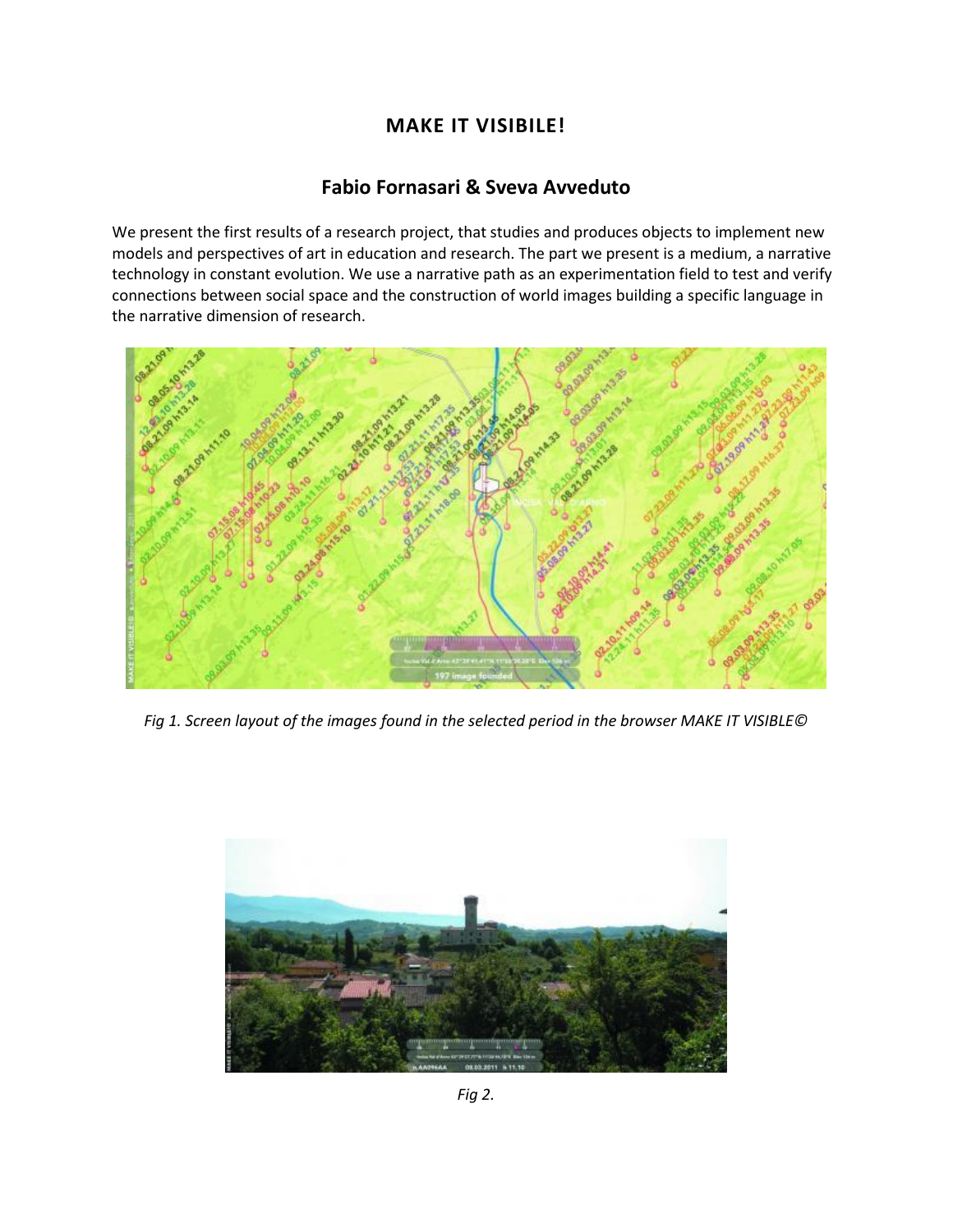# MAKE IT VISIBILE!

## Fabio Fornasari & Sveva Avveduto

We present the first results of a research project, that studies and produces objects to implement new models and perspectives of art in education and research. The part we present is a medium, a narrative technology in constant evolution. We use a narrative path as an experimentation field to test and verify connections between social space and the construction of world images building a specific language in the narrative dimension of research.

*Fig 1. Screen layout of the images found in the selected period in the browser MAKE IT VISIBLE©*

*Fig 2.*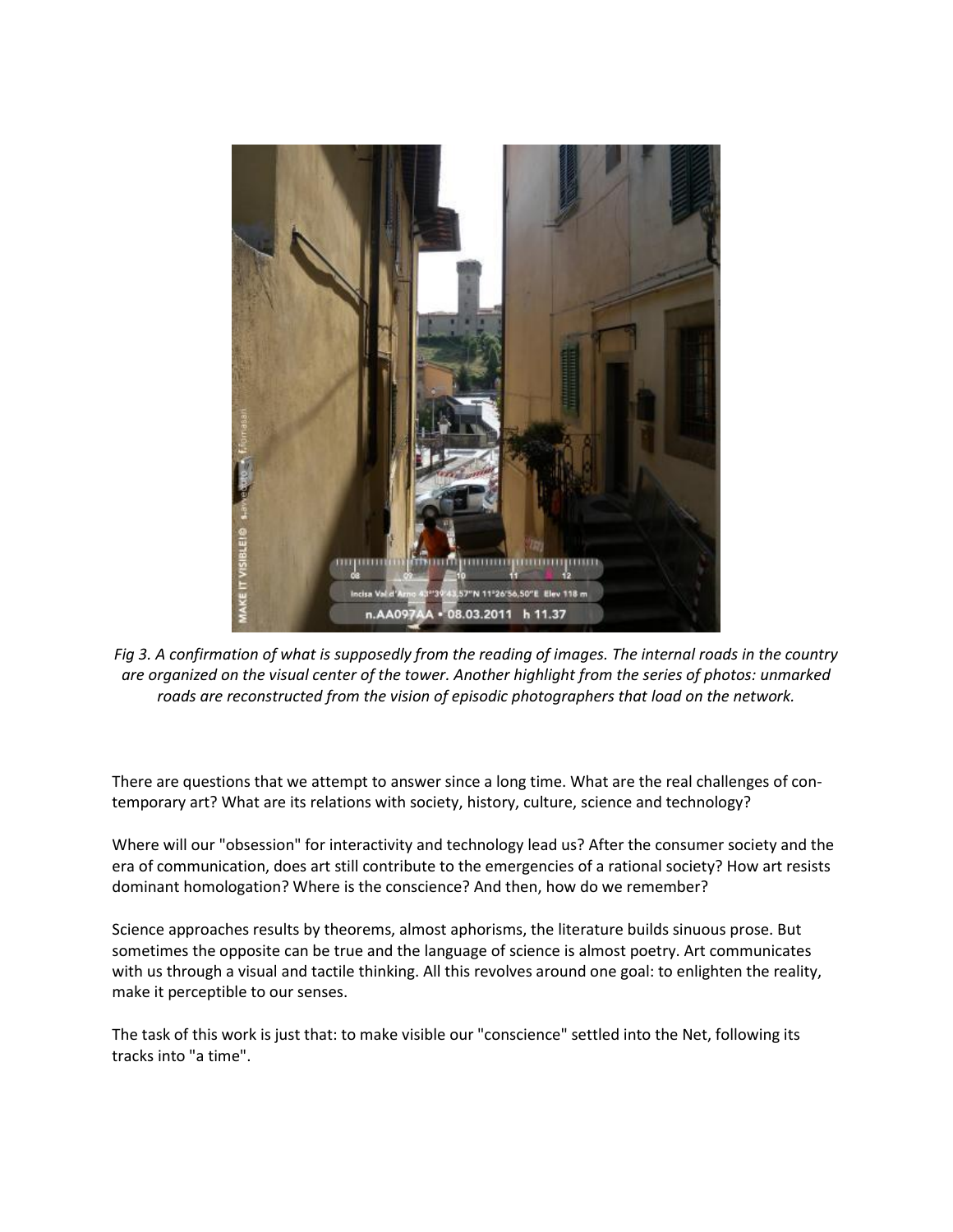*Fig 3. A confirmation of what is supposedly from the reading of images. The internal roads in the country are organized on the visual center of the tower. Another highlight from the series of photos: unmarked roads are reconstructed from the vision of episodic photographers that load on the network.*

There are questions that we attempt to answer since a long time. What are the real challenges of contemporary art? What are its relations with society, history, culture, science and technology?

Where will our "obsession" for interactivity and technology lead us? After the consumer society and the era of communication, does art still contribute to the emergencies of a rational society? How art resists dominant homologation? Where is the conscience? And then, how do we remember?

Science approaches results by theorems, almost aphorisms, the literature builds sinuous prose. But sometimes the opposite can be true and the language of science is almost poetry. Art communicates with us through a visual and tactile thinking. All this revolves around one goal: to enlighten the reality, make it perceptible to our senses.

The task of this work is just that: to make visible our "conscience" settled into the Net, following its tracks into "a time".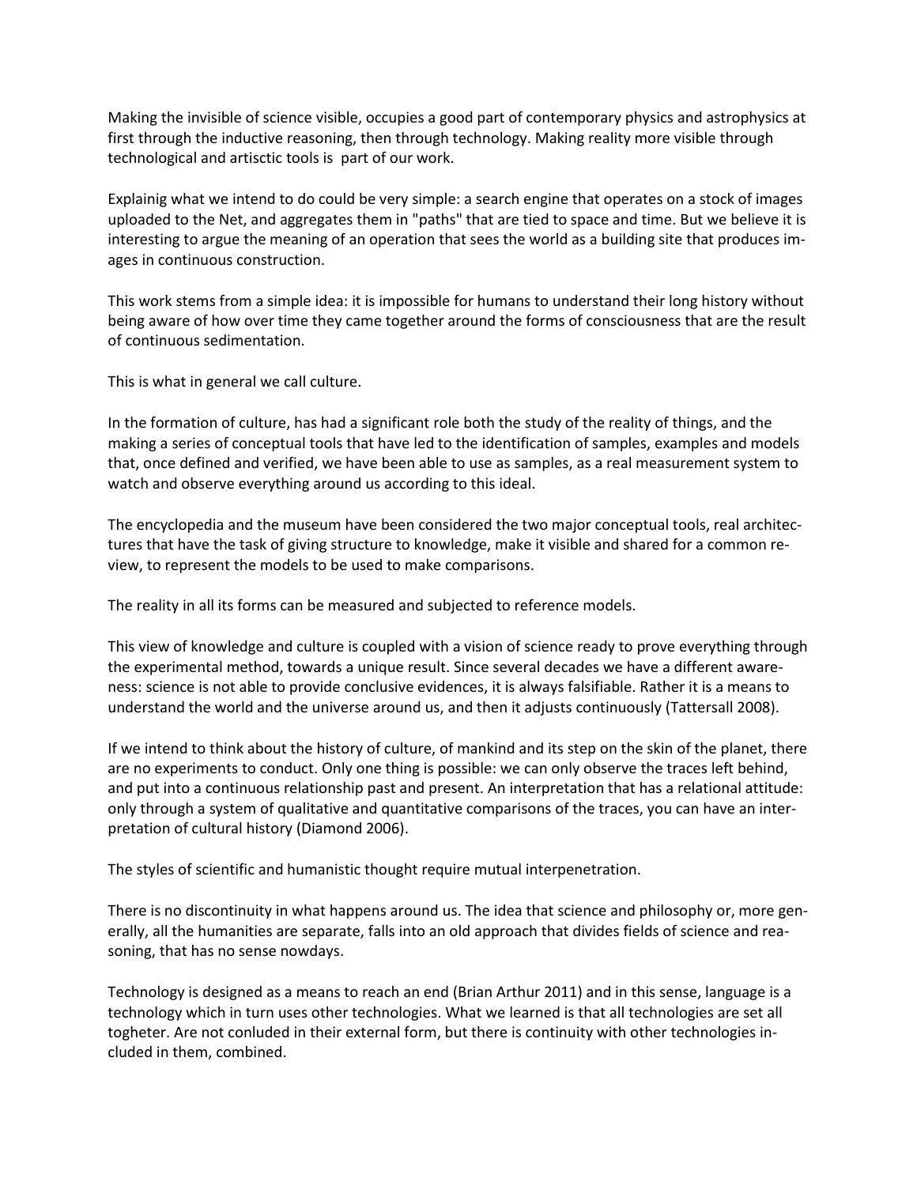Making the invisible of science visible, occupies a good part of contemporary physics and astrophysics at first through the inductive reasoning, then through technology. Making reality more visible through technological and artisctic tools is part of our work.

Explainig what we intend to do could be very simple: a search engine that operates on a stock of images uploaded to the Net, and aggregates them in "paths" that are tied to space and time. But we believe it is interesting to argue the meaning of an operation that sees the world as a building site that produces images in continuous construction.

This work stems from a simple idea: it is impossible for humans to understand their long history without being aware of how over time they came together around the forms of consciousness that are the result of continuous sedimentation.

This is what in general we call culture.

In the formation of culture, has had a significant role both the study of the reality of things, and the making a series of conceptual tools that have led to the identification of samples, examples and models that, once defined and verified, we have been able to use as samples, as a real measurement system to watch and observe everything around us according to this ideal.

The encyclopedia and the museum have been considered the two major conceptual tools, real architectures that have the task of giving structure to knowledge, make it visible and shared for a common review, to represent the models to be used to make comparisons.

The reality in all its forms can be measured and subjected to reference models.

This view of knowledge and culture is coupled with a vision of science ready to prove everything through the experimental method, towards a unique result. Since several decades we have a different awareness: science is not able to provide conclusive evidences, it is always falsifiable. Rather it is a means to understand the world and the universe around us, and then it adjusts continuously (Tattersall 2008).

If we intend to think about the history of culture, of mankind and its step on the skin of the planet, there are no experiments to conduct. Only one thing is possible: we can only observe the traces left behind, and put into a continuous relationship past and present. An interpretation that has a relational attitude: only through a system of qualitative and quantitative comparisons of the traces, you can have an interpretation of cultural history (Diamond 2006).

The styles of scientific and humanistic thought require mutual interpenetration.

There is no discontinuity in what happens around us. The idea that science and philosophy or, more generally, all the humanities are separate, falls into an old approach that divides fields of science and reasoning, that has no sense nowdays.

Technology is designed as a means to reach an end (Brian Arthur 2011) and in this sense, language is a technology which in turn uses other technologies. What we learned is that all technologies are set all togheter. Are not conluded in their external form, but there is continuity with other technologies included in them, combined.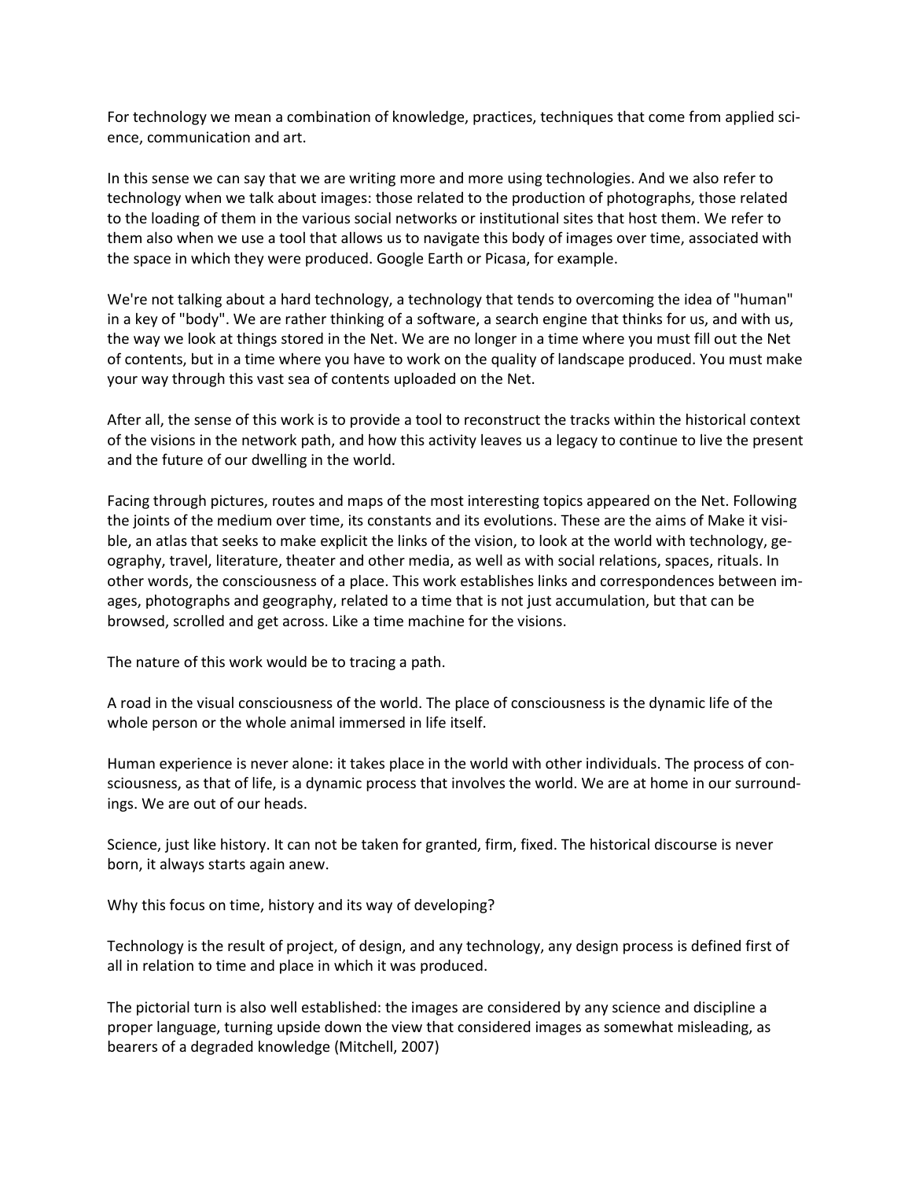For technology we mean a combination of knowledge, practices, techniques that come from applied science, communication and art.

In this sense we can say that we are writing more and more using technologies. And we also refer to technology when we talk about images: those related to the production of photographs, those related to the loading of them in the various social networks or institutional sites that host them. We refer to them also when we use a tool that allows us to navigate this body of images over time, associated with the space in which they were produced. Google Earth or Picasa, for example.

We're not talking about a hard technology, a technology that tends to overcoming the idea of "human" in a key of "body". We are rather thinking of a software, a search engine that thinks for us, and with us, the way we look at things stored in the Net. We are no longer in a time where you must fill out the Net of contents, but in a time where you have to work on the quality of landscape produced. You must make your way through this vast sea of contents uploaded on the Net.

After all, the sense of this work is to provide a tool to reconstruct the tracks within the historical context of the visions in the network path, and how this activity leaves us a legacy to continue to live the present and the future of our dwelling in the world.

Facing through pictures, routes and maps of the most interesting topics appeared on the Net. Following the joints of the medium over time, its constants and its evolutions. These are the aims of Make it visible, an atlas that seeks to make explicit the links of the vision, to look at the world with technology, geography, travel, literature, theater and other media, as well as with social relations, spaces, rituals. In other words, the consciousness of a place. This work establishes links and correspondences between images, photographs and geography, related to a time that is not just accumulation, but that can be browsed, scrolled and get across. Like a time machine for the visions.

The nature of this work would be to tracing a path.

A road in the visual consciousness of the world. The place of consciousness is the dynamic life of the whole person or the whole animal immersed in life itself.

Human experience is never alone: it takes place in the world with other individuals. The process of consciousness, as that of life, is a dynamic process that involves the world. We are at home in our surroundings. We are out of our heads.

Science, just like history. It can not be taken for granted, firm, fixed. The historical discourse is never born, it always starts again anew.

Why this focus on time, history and its way of developing?

Technology is the result of project, of design, and any technology, any design process is defined first of all in relation to time and place in which it was produced.

The pictorial turn is also well established: the images are considered by any science and discipline a proper language, turning upside down the view that considered images as somewhat misleading, as bearers of a degraded knowledge (Mitchell, 2007)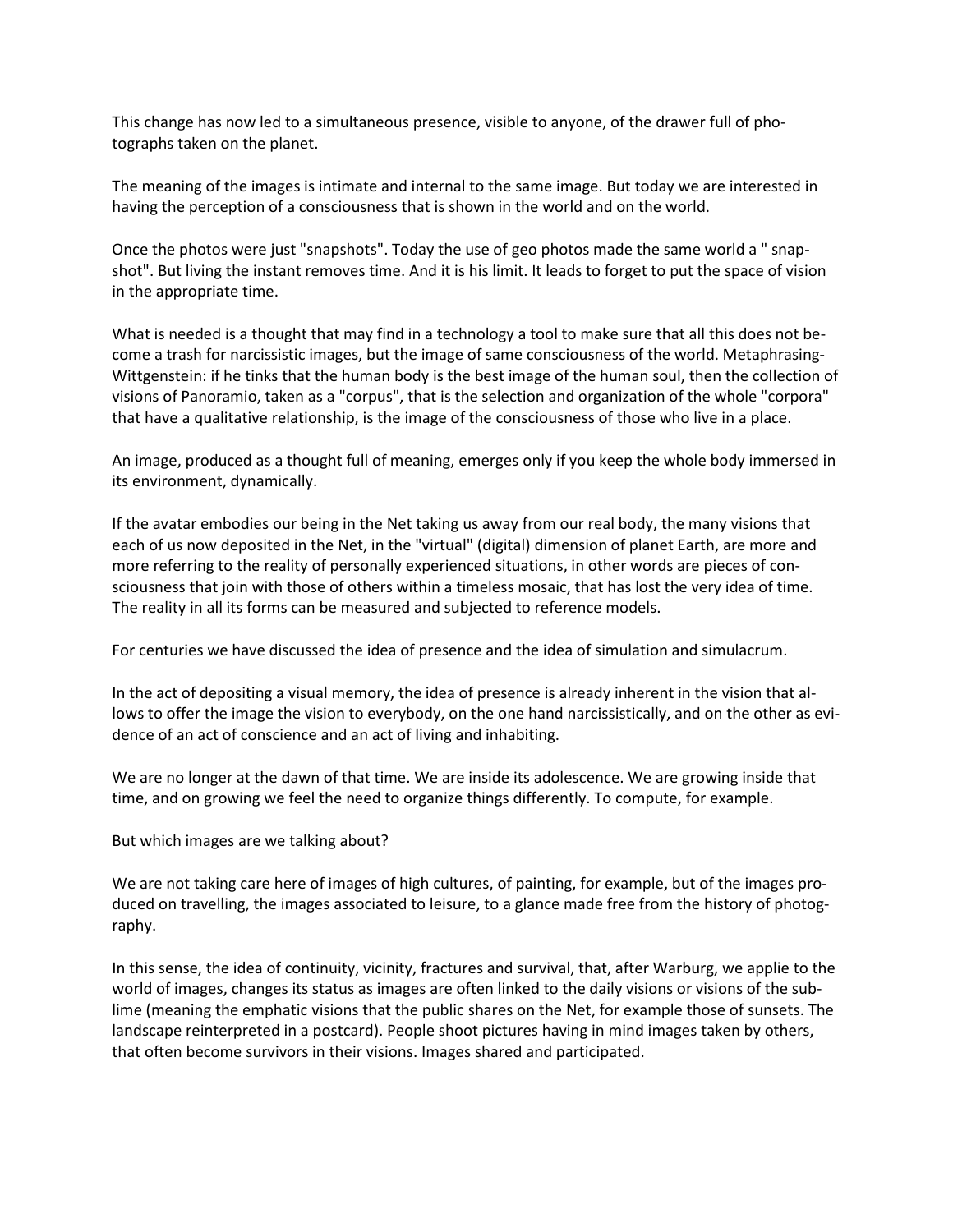This change has now led to a simultaneous presence, visible to anyone, of the drawer full of photographs taken on the planet.

The meaning of the images is intimate and internal to the same image. But today we are interested in having the perception of a consciousness that is shown in the world and on the world.

Once the photos were just "snapshots". Today the use of geo photos made the same world a " snapshot". But living the instant removes time. And it is his limit. It leads to forget to put the space of vision in the appropriate time.

What is needed is a thought that may find in a technology a tool to make sure that all this does not become a trash for narcissistic images, but the image of same consciousness of the world. Metaphrasing-Wittgenstein: if he tinks that the human body is the best image of the human soul, then the collection of visions of Panoramio, taken as a "corpus", that is the selection and organization of the whole "corpora" that have a qualitative relationship, is the image of the consciousness of those who live in a place.

An image, produced as a thought full of meaning, emerges only if you keep the whole body immersed in its environment, dynamically.

If the avatar embodies our being in the Net taking us away from our real body, the many visions that each of us now deposited in the Net, in the "virtual" (digital) dimension of planet Earth, are more and more referring to the reality of personally experienced situations, in other words are pieces of consciousness that join with those of others within a timeless mosaic, that has lost the very idea of time. The reality in all its forms can be measured and subjected to reference models.

For centuries we have discussed the idea of presence and the idea of simulation and simulacrum.

In the act of depositing a visual memory, the idea of presence is already inherent in the vision that allows to offer the image the vision to everybody, on the one hand narcissistically, and on the other as evidence of an act of conscience and an act of living and inhabiting.

We are no longer at the dawn of that time. We are inside its adolescence. We are growing inside that time, and on growing we feel the need to organize things differently. To compute, for example.

But which images are we talking about?

We are not taking care here of images of high cultures, of painting, for example, but of the images produced on travelling, the images associated to leisure, to a glance made free from the history of photography.

In this sense, the idea of continuity, vicinity, fractures and survival, that, after Warburg, we applie to the world of images, changes its status as images are often linked to the daily visions or visions of the sublime (meaning the emphatic visions that the public shares on the Net, for example those of sunsets. The landscape reinterpreted in a postcard). People shoot pictures having in mind images taken by others, that often become survivors in their visions. Images shared and participated.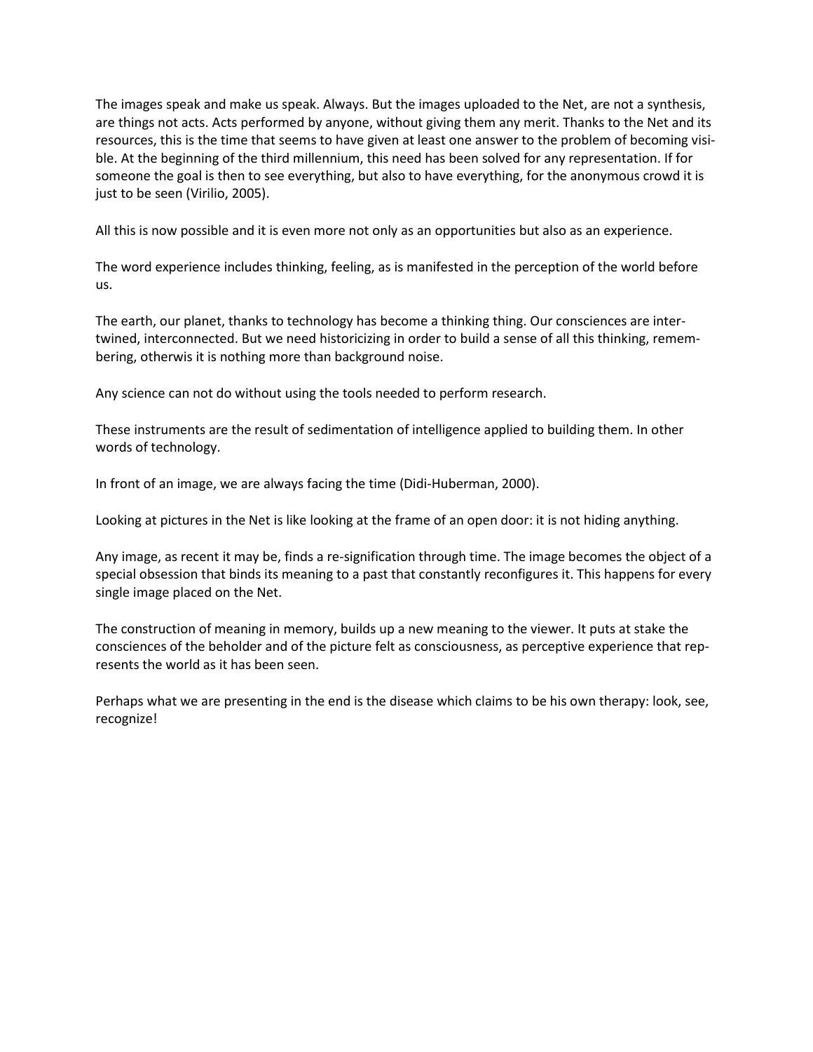The images speak and make us speak. Always. But the images uploaded to the Net, are not a synthesis, are things not acts. Acts performed by anyone, without giving them any merit. Thanks to the Net and its resources, this is the time that seems to have given at least one answer to the problem of becoming visible. At the beginning of the third millennium, this need has been solved for any representation. If for someone the goal is then to see everything, but also to have everything, for the anonymous crowd it is just to be seen (Virilio, 2005).

All this is now possible and it is even more not only as an opportunities but also as an experience.

The word experience includes thinking, feeling, as is manifested in the perception of the world before us.

The earth, our planet, thanks to technology has become a thinking thing. Our consciences are intertwined, interconnected. But we need historicizing in order to build a sense of all this thinking, remembering, otherwis it is nothing more than background noise.

Any science can not do without using the tools needed to perform research.

These instruments are the result of sedimentation of intelligence applied to building them. In other words of technology.

In front of an image, we are always facing the time (Didi-Huberman, 2000).

Looking at pictures in the Net is like looking at the frame of an open door: it is not hiding anything.

Any image, as recent it may be, finds a re-signification through time. The image becomes the object of a special obsession that binds its meaning to a past that constantly reconfigures it. This happens for every single image placed on the Net.

The construction of meaning in memory, builds up a new meaning to the viewer. It puts at stake the consciences of the beholder and of the picture felt as consciousness, as perceptive experience that represents the world as it has been seen.

Perhaps what we are presenting in the end is the disease which claims to be his own therapy: look, see, recognize!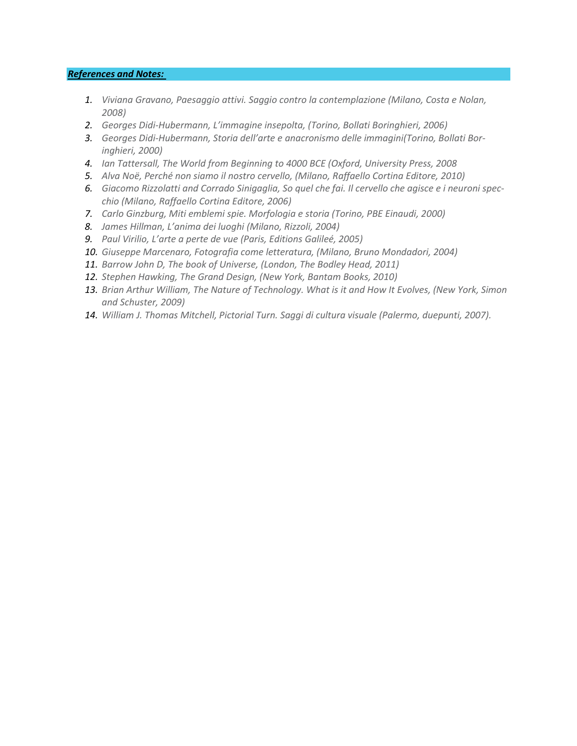***References and Notes:***

1. *Viviana Gravano, Paesaggio attivi. Saggio contro la contemplazione (Milano, Costa e Nolan, 2008)*
2. *Georges Didi-Hubermann, L'immagine insepolta, (Torino, Bollati Boringhieri, 2006)*
3. *Georges Didi-Hubermann, Storia dell'arte e anacronismo delle immagini(Torino, Bollati Boringhieri, 2000)*
4. *Ian Tattersall, The World from Beginning to 4000 BCE (Oxford, University Press, 2008*
5. *Alva Noë, Perché non siamo il nostro cervello, (Milano, Raffaello Cortina Editore, 2010)*
6. *Giacomo Rizzolatti and Corrado Sinigaglia, So quel che fai. Il cervello che agisce e i neuroni specchio (Milano, Raffaello Cortina Editore, 2006)*
7. *Carlo Ginzburg, Miti emblemi spie. Morfologia e storia (Torino, PBE Einaudi, 2000)*
8. *James Hillman, L'anima dei luoghi (Milano, Rizzoli, 2004)*
9. *Paul Virilio, L'arte a perte de vue (Paris, Editions Galileé, 2005)*
10. *Giuseppe Marcenaro, Fotografia come letteratura, (Milano, Bruno Mondadori, 2004)*
11. *Barrow John D, The book of Universe, (London, The Bodley Head, 2011)*
12. *Stephen Hawking, The Grand Design, (New York, Bantam Books, 2010)*
13. *Brian Arthur William, The Nature of Technology. What is it and How It Evolves, (New York, Simon and Schuster, 2009)*
14. *William J. Thomas Mitchell, Pictorial Turn. Saggi di cultura visuale (Palermo, duepunti, 2007).*